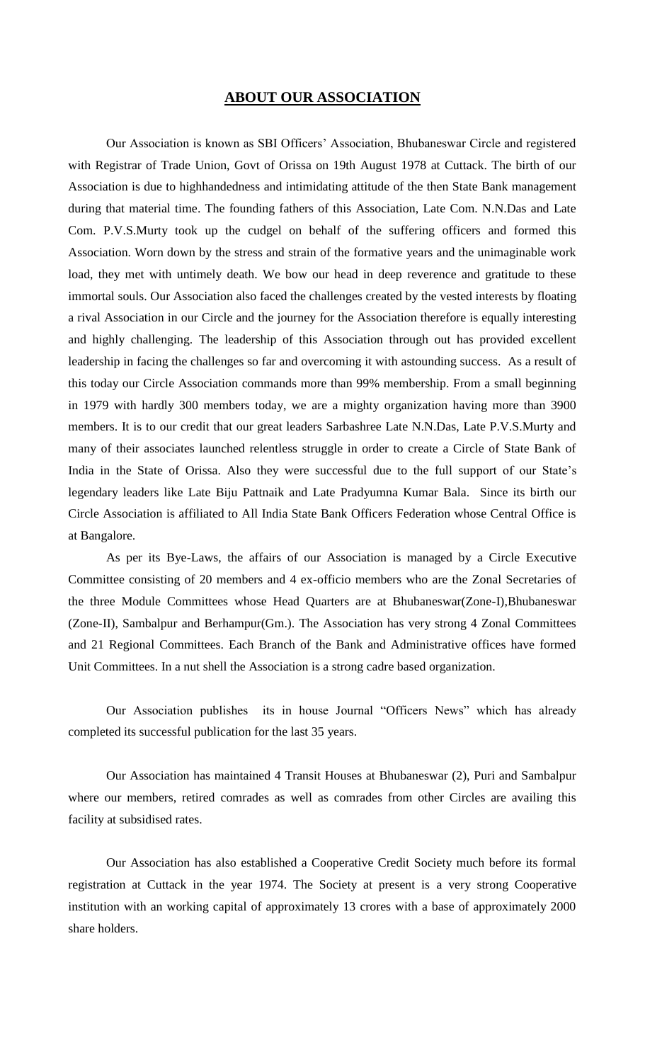## ABOUT OUR ASSOCIATION

Our Association is known as SBI Officers' Association, Bhubaneswar Circle and registered with Registrar of Trade Union, Govt of Orissa on 19th August 1978 at Cuttack. The birth of our Association is due to highhandedness and intimidating attitude of the then State Bank management during that material time. The founding fathers of this Association, Late Com. N.N.Das and Late Com. P.V.S.Murty took up the cudgel on behalf of the suffering officers and formed this Association. Worn down by the stress and strain of the formative years and the unimaginable work load, they met with untimely death. We bow our head in deep reverence and gratitude to these immortal souls. Our Association also faced the challenges created by the vested interests by floating a rival Association in our Circle and the journey for the Association therefore is equally interesting and highly challenging. The leadership of this Association through out has provided excellent leadership in facing the challenges so far and overcoming it with astounding success. As a result of this today our Circle Association commands more than 99% membership. From a small beginning in 1979 with hardly 300 members today, we are a mighty organization having more than 3900 members. It is to our credit that our great leaders Sarbashree Late N.N.Das, Late P.V.S.Murty and many of their associates launched relentless struggle in order to create a Circle of State Bank of India in the State of Orissa. Also they were successful due to the full support of our State's legendary leaders like Late Biju Pattnaik and Late Pradyumna Kumar Bala. Since its birth our Circle Association is affiliated to All India State Bank Officers Federation whose Central Office is at Bangalore.

As per its Bye-Laws, the affairs of our Association is managed by a Circle Executive Committee consisting of 20 members and 4 ex-officio members who are the Zonal Secretaries of the three Module Committees whose Head Quarters are at Bhubaneswar(Zone-I),Bhubaneswar (Zone-II), Sambalpur and Berhampur(Gm.). The Association has very strong 4 Zonal Committees and 21 Regional Committees. Each Branch of the Bank and Administrative offices have formed Unit Committees. In a nut shell the Association is a strong cadre based organization.

Our Association publishes its in house Journal "Officers News" which has already completed its successful publication for the last 35 years.

Our Association has maintained 4 Transit Houses at Bhubaneswar (2), Puri and Sambalpur where our members, retired comrades as well as comrades from other Circles are availing this facility at subsidised rates.

Our Association has also established a Cooperative Credit Society much before its formal registration at Cuttack in the year 1974. The Society at present is a very strong Cooperative institution with an working capital of approximately 13 crores with a base of approximately 2000 share holders.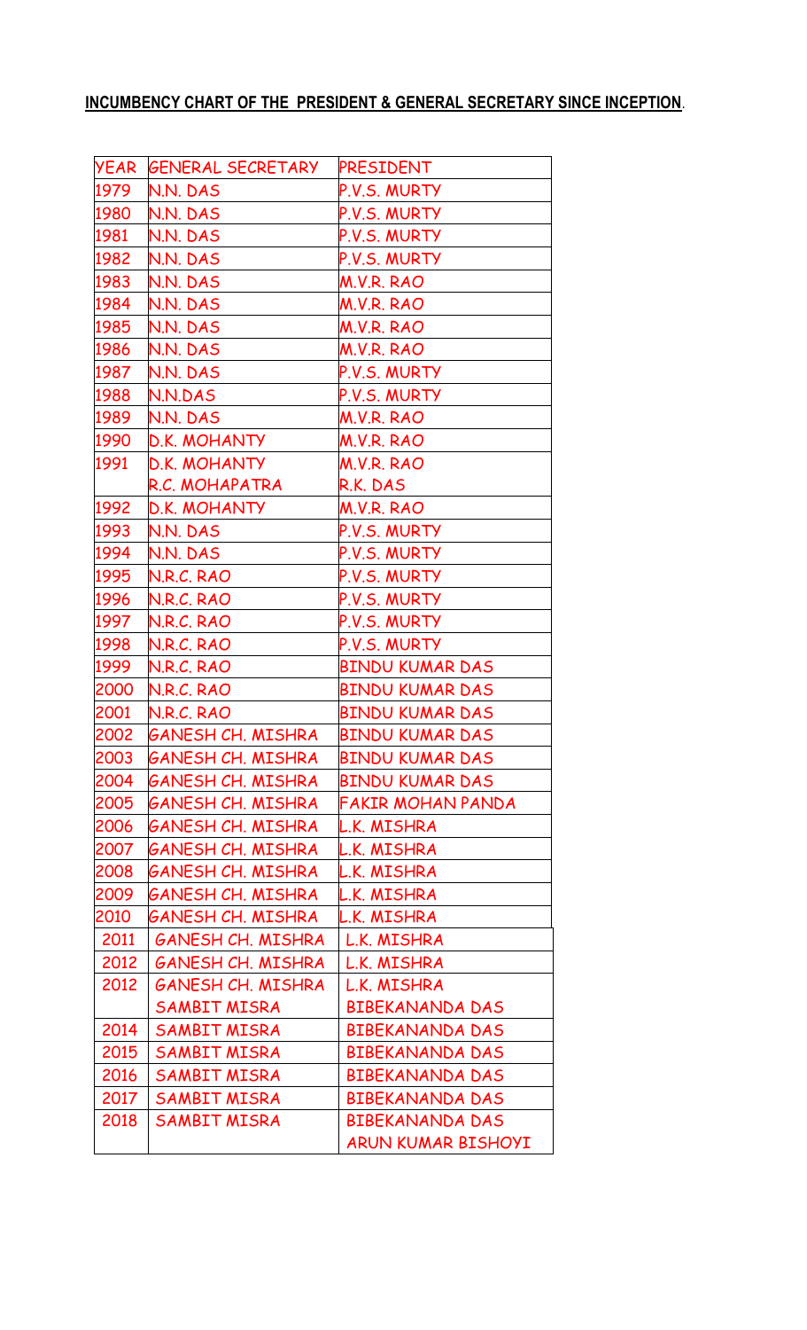**INCUMBENCY CHART OF THE PRESIDENT & GENERAL SECRETARY SINCE INCEPTION**.

| YEAR | GENERAL SECRETARY | PRESIDENT |
|---|---|---|
| 1979 | N.N. DAS | P.V.S. MURTY |
| 1980 | N.N. DAS | P.V.S. MURTY |
| 1981 | N.N. DAS | P.V.S. MURTY |
| 1982 | N.N. DAS | P.V.S. MURTY |
| 1983 | N.N. DAS | M.V.R. RAO |
| 1984 | N.N. DAS | M.V.R. RAO |
| 1985 | N.N. DAS | M.V.R. RAO |
| 1986 | N.N. DAS | M.V.R. RAO |
| 1987 | N.N. DAS | P.V.S. MURTY |
| 1988 | N.N.DAS | P.V.S. MURTY |
| 1989 | N.N. DAS | M.V.R. RAO |
| 1990 | D.K. MOHANTY | M.V.R. RAO |
| 1991 | D.K. MOHANTY<br>R.C. MOHAPATRA | M.V.R. RAO<br>R.K. DAS |
| 1992 | D.K. MOHANTY | M.V.R. RAO |
| 1993 | N.N. DAS | P.V.S. MURTY |
| 1994 | N.N. DAS | P.V.S. MURTY |
| 1995 | N.R.C. RAO | P.V.S. MURTY |
| 1996 | N.R.C. RAO | P.V.S. MURTY |
| 1997 | N.R.C. RAO | P.V.S. MURTY |
| 1998 | N.R.C. RAO | P.V.S. MURTY |
| 1999 | N.R.C. RAO | BINDU KUMAR DAS |
| 2000 | N.R.C. RAO | BINDU KUMAR DAS |
| 2001 | N.R.C. RAO | BINDU KUMAR DAS |
| 2002 | GANESH CH. MISHRA | BINDU KUMAR DAS |
| 2003 | GANESH CH. MISHRA | BINDU KUMAR DAS |
| 2004 | GANESH CH. MISHRA | BINDU KUMAR DAS |
| 2005 | GANESH CH. MISHRA | FAKIR MOHAN PANDA |
| 2006 | GANESH CH. MISHRA | L.K. MISHRA |
| 2007 | GANESH CH. MISHRA | L.K. MISHRA |
| 2008 | GANESH CH. MISHRA | L.K. MISHRA |
| 2009 | GANESH CH. MISHRA | L.K. MISHRA |
| 2010 | GANESH CH. MISHRA | L.K. MISHRA |
| 2011 | GANESH CH. MISHRA | L.K. MISHRA |
| 2012 | GANESH CH. MISHRA | L.K. MISHRA |
| 2012 | GANESH CH. MISHRA<br>SAMBIT MISRA | L.K. MISHRA<br>BIBEKANANDA DAS |
| 2014 | SAMBIT MISRA | BIBEKANANDA DAS |
| 2015 | SAMBIT MISRA | BIBEKANANDA DAS |
| 2016 | SAMBIT MISRA | BIBEKANANDA DAS |
| 2017 | SAMBIT MISRA | BIBEKANANDA DAS |
| 2018 | SAMBIT MISRA | BIBEKANANDA DAS<br>ARUN KUMAR BISHOYI |